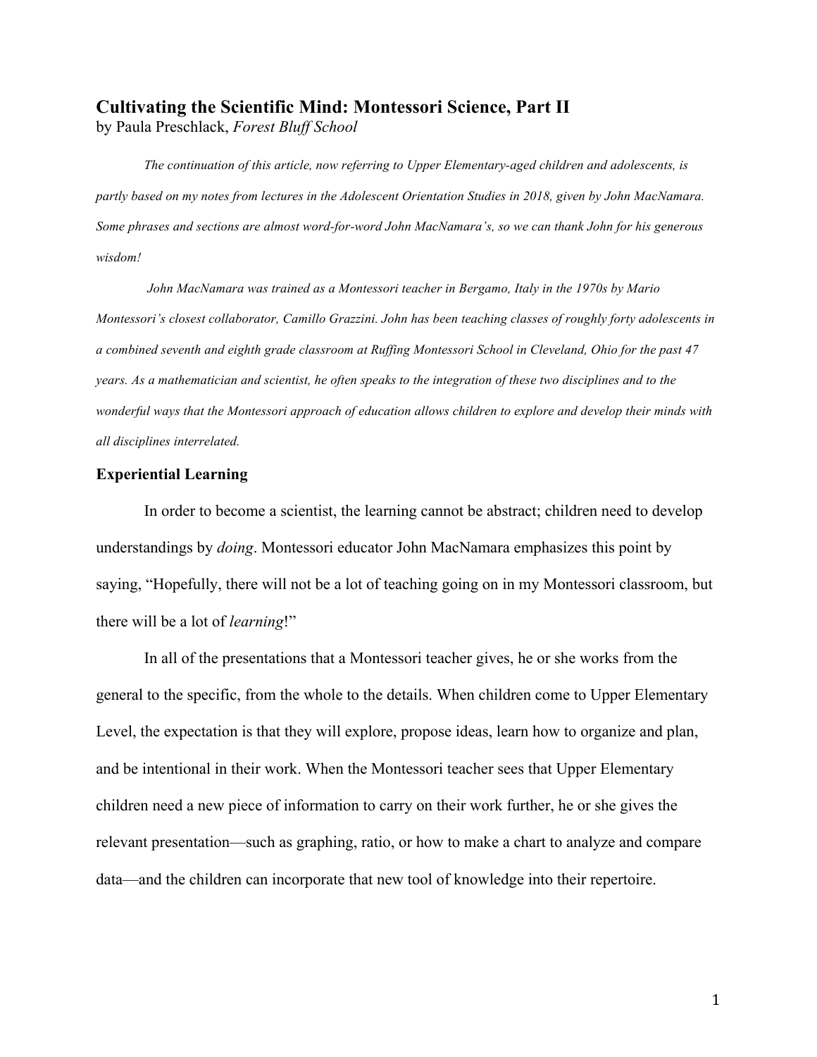# Cultivating the Scientific Mind: Montessori Science, Part II

by Paula Preschlack, *Forest Bluff School*

*The continuation of this article, now referring to Upper Elementary-aged children and adolescents, is partly based on my notes from lectures in the Adolescent Orientation Studies in 2018, given by John MacNamara. Some phrases and sections are almost word-for-word John MacNamara's, so we can thank John for his generous wisdom!*

*John MacNamara was trained as a Montessori teacher in Bergamo, Italy in the 1970s by Mario Montessori's closest collaborator, Camillo Grazzini. John has been teaching classes of roughly forty adolescents in a combined seventh and eighth grade classroom at Ruffing Montessori School in Cleveland, Ohio for the past 47 years. As a mathematician and scientist, he often speaks to the integration of these two disciplines and to the wonderful ways that the Montessori approach of education allows children to explore and develop their minds with all disciplines interrelated.*

## Experiential Learning

In order to become a scientist, the learning cannot be abstract; children need to develop understandings by *doing*. Montessori educator John MacNamara emphasizes this point by saying, "Hopefully, there will not be a lot of teaching going on in my Montessori classroom, but there will be a lot of *learning*!"

In all of the presentations that a Montessori teacher gives, he or she works from the general to the specific, from the whole to the details. When children come to Upper Elementary Level, the expectation is that they will explore, propose ideas, learn how to organize and plan, and be intentional in their work. When the Montessori teacher sees that Upper Elementary children need a new piece of information to carry on their work further, he or she gives the relevant presentation—such as graphing, ratio, or how to make a chart to analyze and compare data—and the children can incorporate that new tool of knowledge into their repertoire.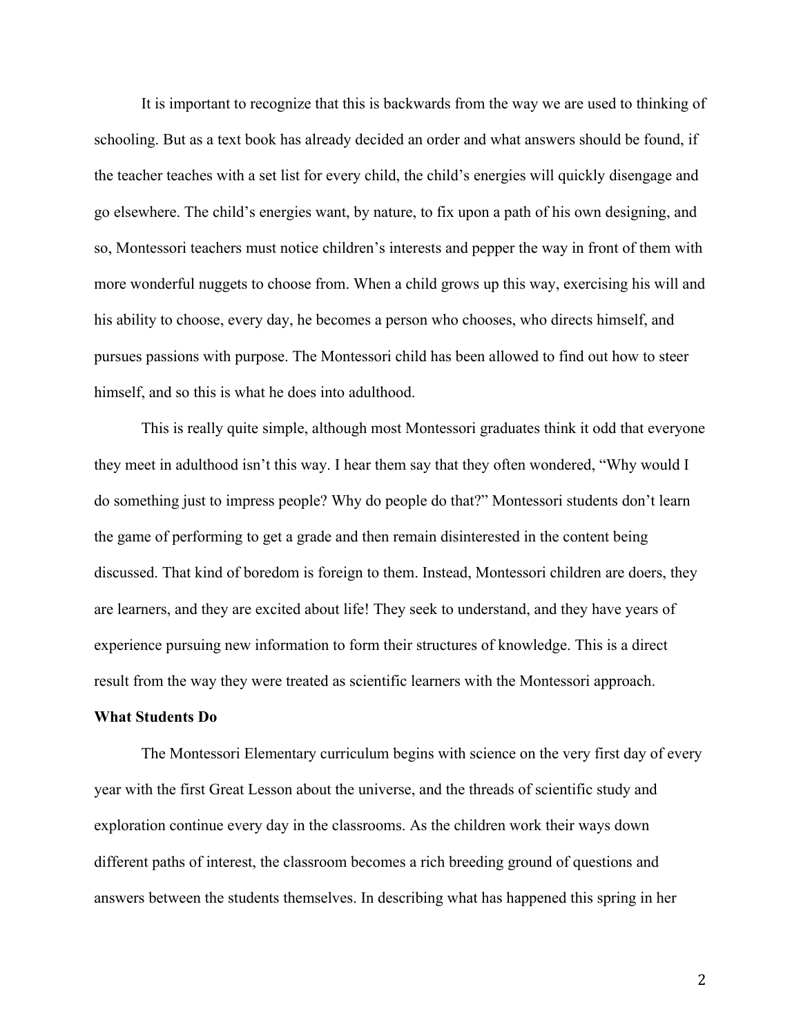It is important to recognize that this is backwards from the way we are used to thinking of schooling. But as a text book has already decided an order and what answers should be found, if the teacher teaches with a set list for every child, the child's energies will quickly disengage and go elsewhere. The child's energies want, by nature, to fix upon a path of his own designing, and so, Montessori teachers must notice children's interests and pepper the way in front of them with more wonderful nuggets to choose from. When a child grows up this way, exercising his will and his ability to choose, every day, he becomes a person who chooses, who directs himself, and pursues passions with purpose. The Montessori child has been allowed to find out how to steer himself, and so this is what he does into adulthood.

This is really quite simple, although most Montessori graduates think it odd that everyone they meet in adulthood isn't this way. I hear them say that they often wondered, "Why would I do something just to impress people? Why do people do that?" Montessori students don't learn the game of performing to get a grade and then remain disinterested in the content being discussed. That kind of boredom is foreign to them. Instead, Montessori children are doers, they are learners, and they are excited about life! They seek to understand, and they have years of experience pursuing new information to form their structures of knowledge. This is a direct result from the way they were treated as scientific learners with the Montessori approach.

**What Students Do**

The Montessori Elementary curriculum begins with science on the very first day of every year with the first Great Lesson about the universe, and the threads of scientific study and exploration continue every day in the classrooms. As the children work their ways down different paths of interest, the classroom becomes a rich breeding ground of questions and answers between the students themselves. In describing what has happened this spring in her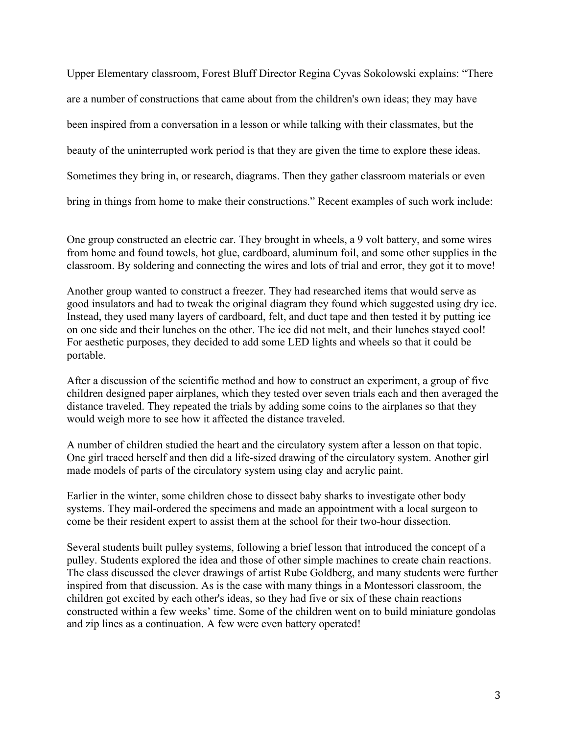Upper Elementary classroom, Forest Bluff Director Regina Cyvas Sokolowski explains: “There are a number of constructions that came about from the children's own ideas; they may have been inspired from a conversation in a lesson or while talking with their classmates, but the beauty of the uninterrupted work period is that they are given the time to explore these ideas. Sometimes they bring in, or research, diagrams. Then they gather classroom materials or even bring in things from home to make their constructions.” Recent examples of such work include:

One group constructed an electric car. They brought in wheels, a 9 volt battery, and some wires from home and found towels, hot glue, cardboard, aluminum foil, and some other supplies in the classroom. By soldering and connecting the wires and lots of trial and error, they got it to move!

Another group wanted to construct a freezer. They had researched items that would serve as good insulators and had to tweak the original diagram they found which suggested using dry ice. Instead, they used many layers of cardboard, felt, and duct tape and then tested it by putting ice on one side and their lunches on the other. The ice did not melt, and their lunches stayed cool! For aesthetic purposes, they decided to add some LED lights and wheels so that it could be portable.

After a discussion of the scientific method and how to construct an experiment, a group of five children designed paper airplanes, which they tested over seven trials each and then averaged the distance traveled. They repeated the trials by adding some coins to the airplanes so that they would weigh more to see how it affected the distance traveled.

A number of children studied the heart and the circulatory system after a lesson on that topic. One girl traced herself and then did a life-sized drawing of the circulatory system. Another girl made models of parts of the circulatory system using clay and acrylic paint.

Earlier in the winter, some children chose to dissect baby sharks to investigate other body systems. They mail-ordered the specimens and made an appointment with a local surgeon to come be their resident expert to assist them at the school for their two-hour dissection.

Several students built pulley systems, following a brief lesson that introduced the concept of a pulley. Students explored the idea and those of other simple machines to create chain reactions. The class discussed the clever drawings of artist Rube Goldberg, and many students were further inspired from that discussion. As is the case with many things in a Montessori classroom, the children got excited by each other's ideas, so they had five or six of these chain reactions constructed within a few weeks’ time. Some of the children went on to build miniature gondolas and zip lines as a continuation. A few were even battery operated!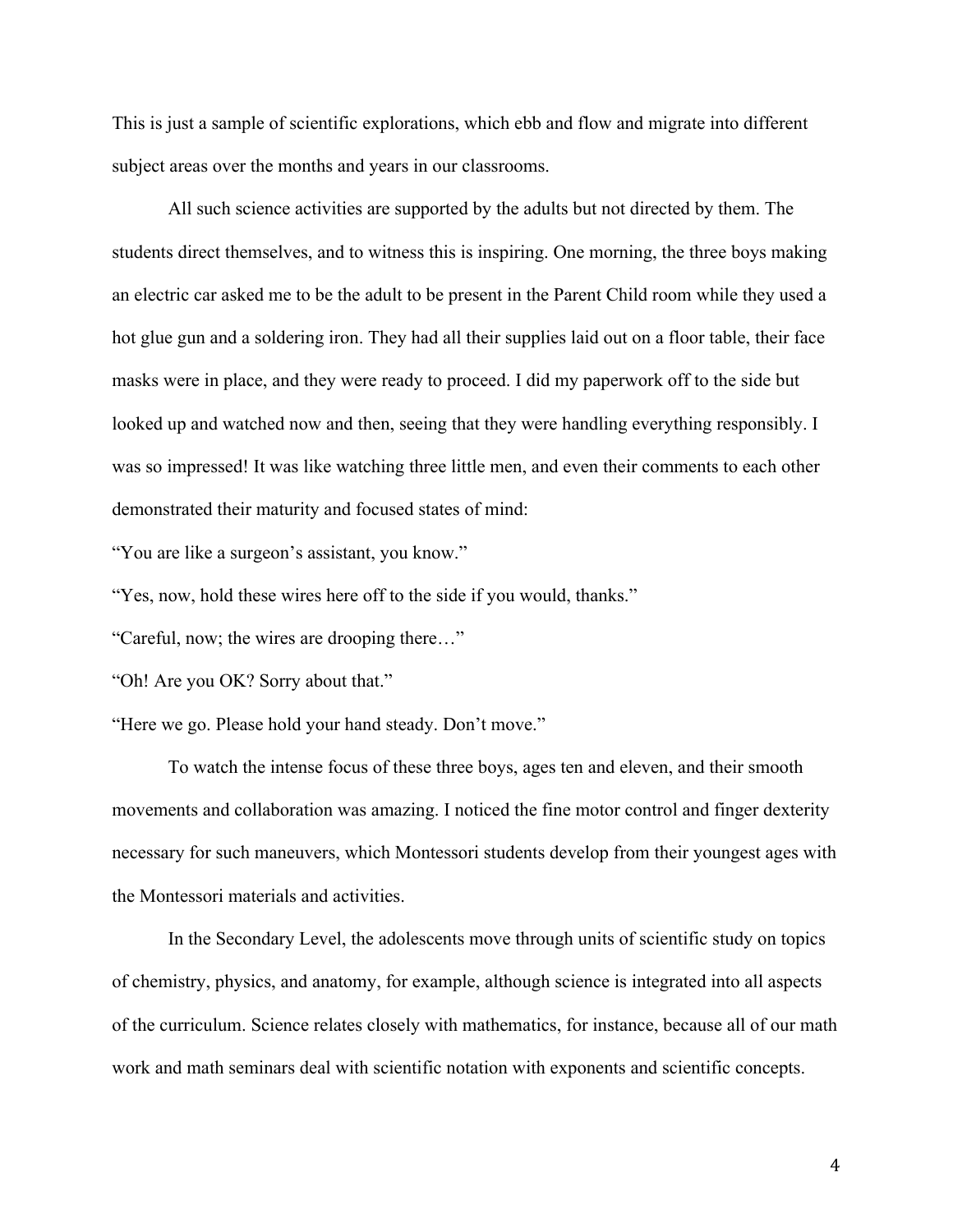This is just a sample of scientific explorations, which ebb and flow and migrate into different subject areas over the months and years in our classrooms.

All such science activities are supported by the adults but not directed by them. The students direct themselves, and to witness this is inspiring. One morning, the three boys making an electric car asked me to be the adult to be present in the Parent Child room while they used a hot glue gun and a soldering iron. They had all their supplies laid out on a floor table, their face masks were in place, and they were ready to proceed. I did my paperwork off to the side but looked up and watched now and then, seeing that they were handling everything responsibly. I was so impressed! It was like watching three little men, and even their comments to each other demonstrated their maturity and focused states of mind:

"You are like a surgeon's assistant, you know."

"Yes, now, hold these wires here off to the side if you would, thanks."

"Careful, now; the wires are drooping there…"

"Oh! Are you OK? Sorry about that."

"Here we go. Please hold your hand steady. Don't move."

To watch the intense focus of these three boys, ages ten and eleven, and their smooth movements and collaboration was amazing. I noticed the fine motor control and finger dexterity necessary for such maneuvers, which Montessori students develop from their youngest ages with the Montessori materials and activities.

In the Secondary Level, the adolescents move through units of scientific study on topics of chemistry, physics, and anatomy, for example, although science is integrated into all aspects of the curriculum. Science relates closely with mathematics, for instance, because all of our math work and math seminars deal with scientific notation with exponents and scientific concepts.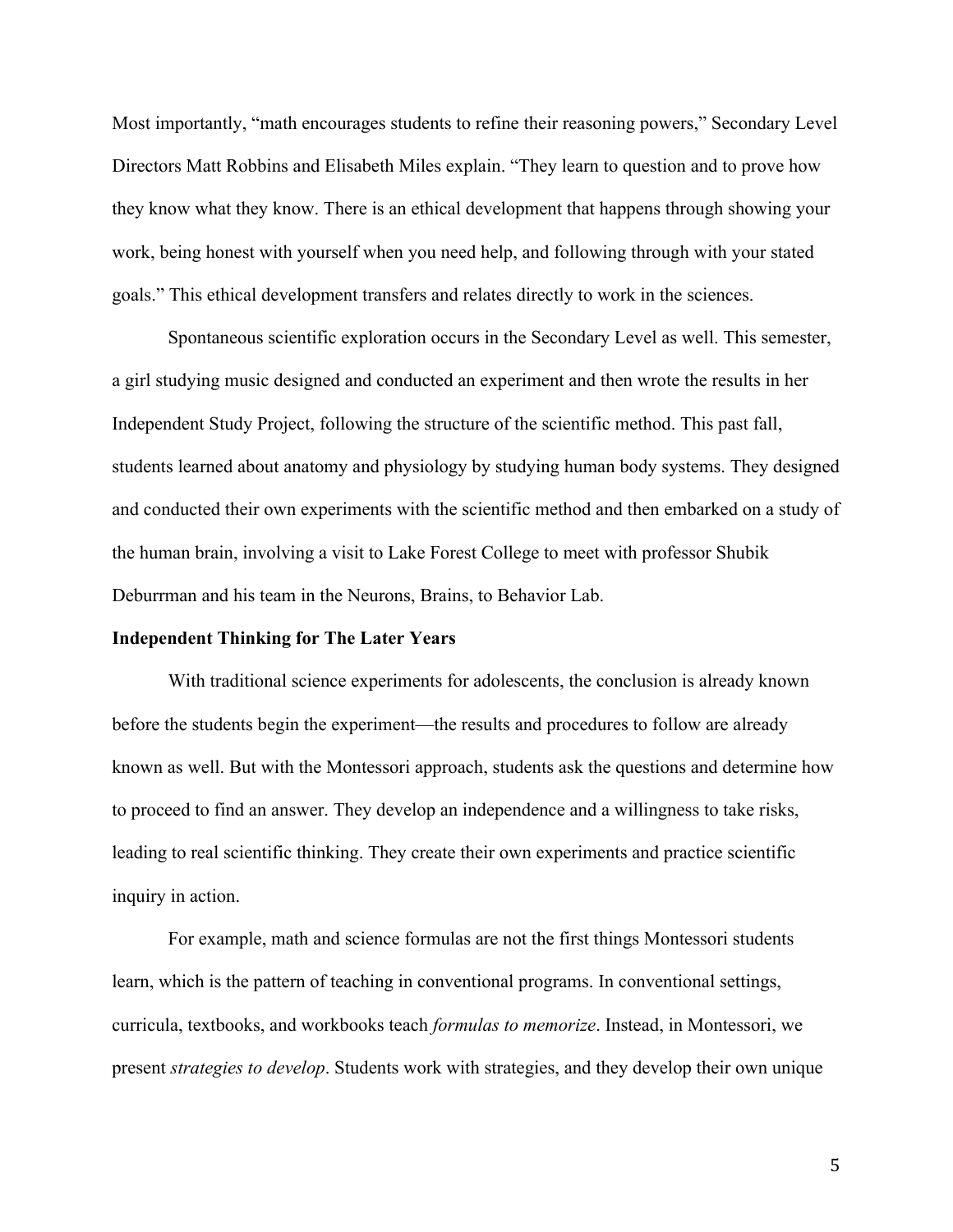Most importantly, “math encourages students to refine their reasoning powers,” Secondary Level Directors Matt Robbins and Elisabeth Miles explain. “They learn to question and to prove how they know what they know. There is an ethical development that happens through showing your work, being honest with yourself when you need help, and following through with your stated goals.” This ethical development transfers and relates directly to work in the sciences.

Spontaneous scientific exploration occurs in the Secondary Level as well. This semester, a girl studying music designed and conducted an experiment and then wrote the results in her Independent Study Project, following the structure of the scientific method. This past fall, students learned about anatomy and physiology by studying human body systems. They designed and conducted their own experiments with the scientific method and then embarked on a study of the human brain, involving a visit to Lake Forest College to meet with professor Shubik Deburrman and his team in the Neurons, Brains, to Behavior Lab.

**Independent Thinking for The Later Years**

With traditional science experiments for adolescents, the conclusion is already known before the students begin the experiment—the results and procedures to follow are already known as well. But with the Montessori approach, students ask the questions and determine how to proceed to find an answer. They develop an independence and a willingness to take risks, leading to real scientific thinking. They create their own experiments and practice scientific inquiry in action.

For example, math and science formulas are not the first things Montessori students learn, which is the pattern of teaching in conventional programs. In conventional settings, curricula, textbooks, and workbooks teach *formulas to memorize*. Instead, in Montessori, we present *strategies to develop*. Students work with strategies, and they develop their own unique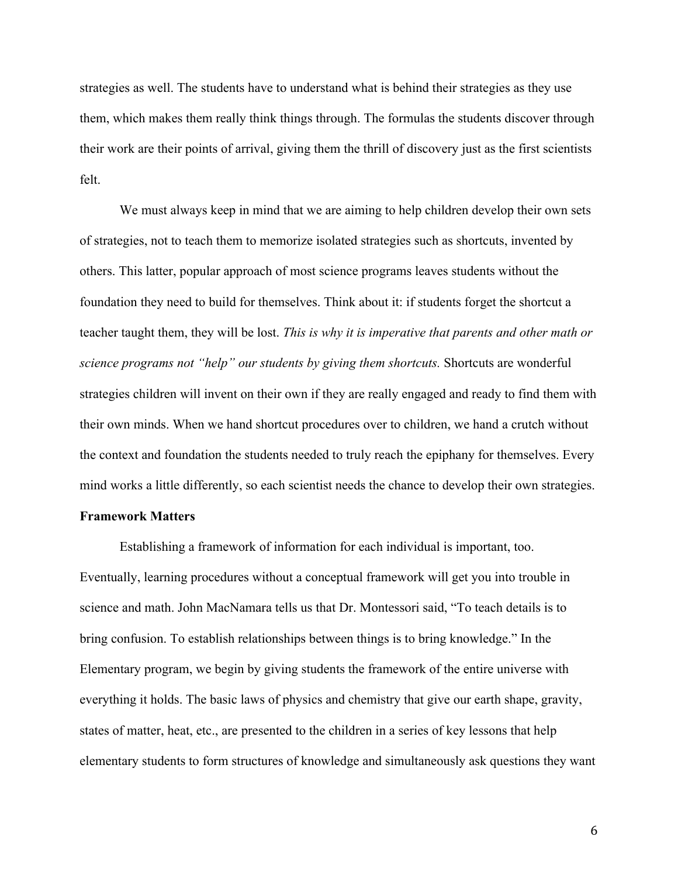strategies as well. The students have to understand what is behind their strategies as they use them, which makes them really think things through. The formulas the students discover through their work are their points of arrival, giving them the thrill of discovery just as the first scientists felt.

We must always keep in mind that we are aiming to help children develop their own sets of strategies, not to teach them to memorize isolated strategies such as shortcuts, invented by others. This latter, popular approach of most science programs leaves students without the foundation they need to build for themselves. Think about it: if students forget the shortcut a teacher taught them, they will be lost. *This is why it is imperative that parents and other math or science programs not "help" our students by giving them shortcuts.* Shortcuts are wonderful strategies children will invent on their own if they are really engaged and ready to find them with their own minds. When we hand shortcut procedures over to children, we hand a crutch without the context and foundation the students needed to truly reach the epiphany for themselves. Every mind works a little differently, so each scientist needs the chance to develop their own strategies.

**Framework Matters**

Establishing a framework of information for each individual is important, too. Eventually, learning procedures without a conceptual framework will get you into trouble in science and math. John MacNamara tells us that Dr. Montessori said, "To teach details is to bring confusion. To establish relationships between things is to bring knowledge." In the Elementary program, we begin by giving students the framework of the entire universe with everything it holds. The basic laws of physics and chemistry that give our earth shape, gravity, states of matter, heat, etc., are presented to the children in a series of key lessons that help elementary students to form structures of knowledge and simultaneously ask questions they want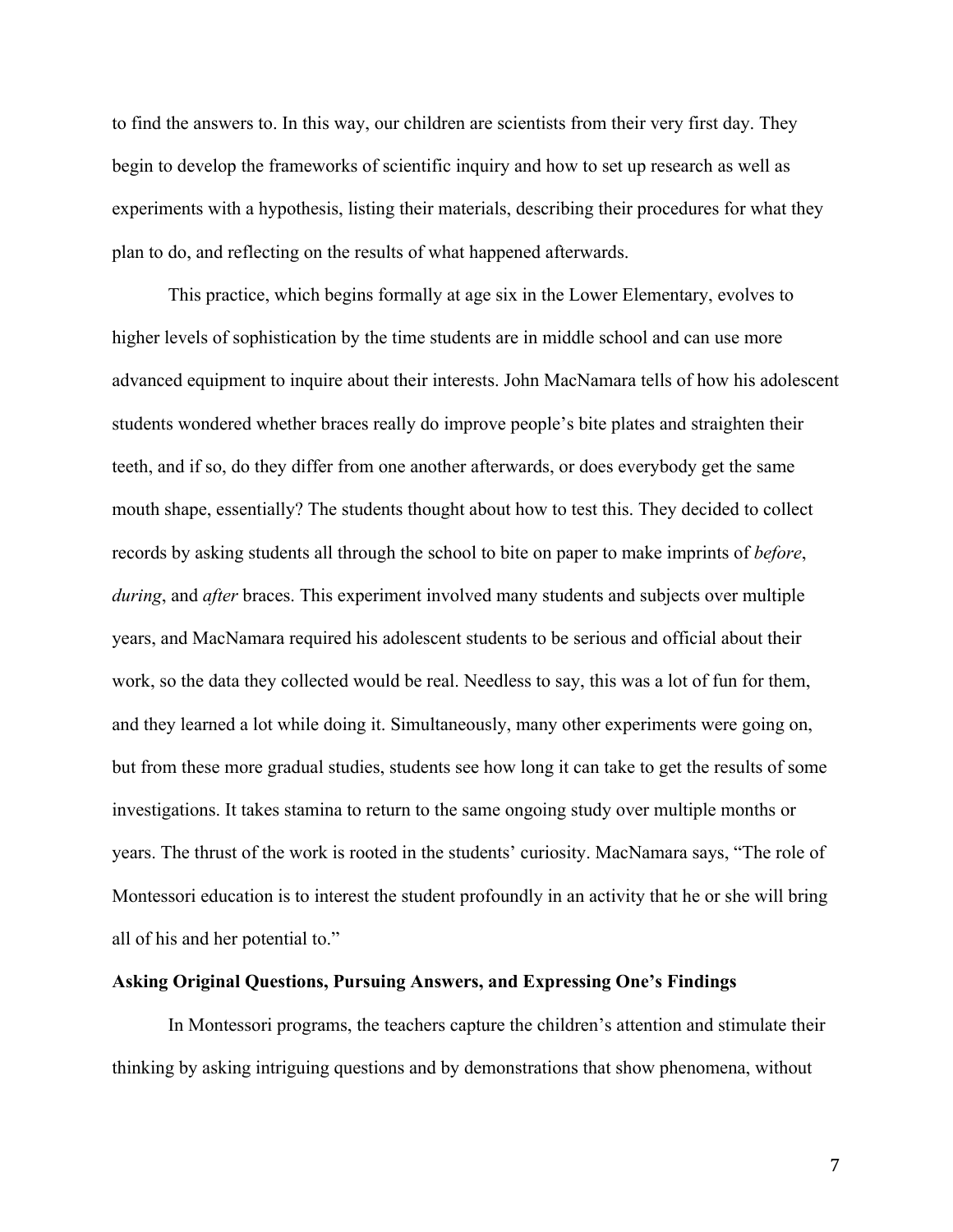to find the answers to. In this way, our children are scientists from their very first day. They begin to develop the frameworks of scientific inquiry and how to set up research as well as experiments with a hypothesis, listing their materials, describing their procedures for what they plan to do, and reflecting on the results of what happened afterwards.

This practice, which begins formally at age six in the Lower Elementary, evolves to higher levels of sophistication by the time students are in middle school and can use more advanced equipment to inquire about their interests. John MacNamara tells of how his adolescent students wondered whether braces really do improve people's bite plates and straighten their teeth, and if so, do they differ from one another afterwards, or does everybody get the same mouth shape, essentially? The students thought about how to test this. They decided to collect records by asking students all through the school to bite on paper to make imprints of *before*, *during*, and *after* braces. This experiment involved many students and subjects over multiple years, and MacNamara required his adolescent students to be serious and official about their work, so the data they collected would be real. Needless to say, this was a lot of fun for them, and they learned a lot while doing it. Simultaneously, many other experiments were going on, but from these more gradual studies, students see how long it can take to get the results of some investigations. It takes stamina to return to the same ongoing study over multiple months or years. The thrust of the work is rooted in the students' curiosity. MacNamara says, "The role of Montessori education is to interest the student profoundly in an activity that he or she will bring all of his and her potential to."

**Asking Original Questions, Pursuing Answers, and Expressing One's Findings**

In Montessori programs, the teachers capture the children's attention and stimulate their thinking by asking intriguing questions and by demonstrations that show phenomena, without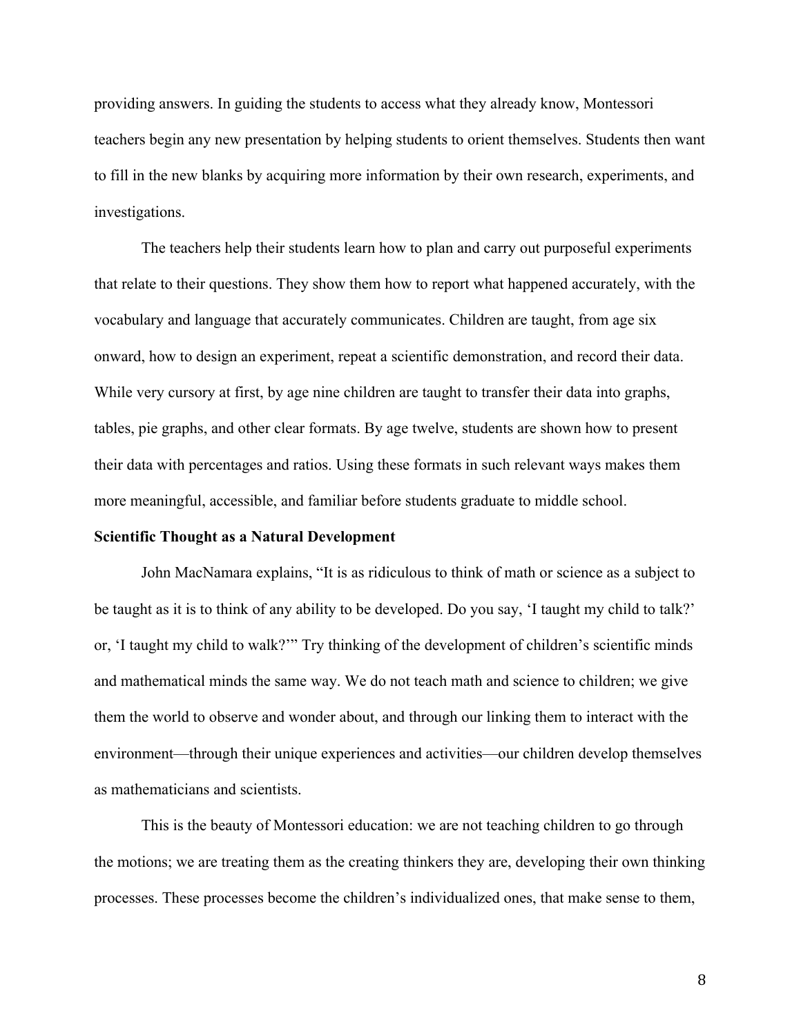providing answers. In guiding the students to access what they already know, Montessori teachers begin any new presentation by helping students to orient themselves. Students then want to fill in the new blanks by acquiring more information by their own research, experiments, and investigations.

The teachers help their students learn how to plan and carry out purposeful experiments that relate to their questions. They show them how to report what happened accurately, with the vocabulary and language that accurately communicates. Children are taught, from age six onward, how to design an experiment, repeat a scientific demonstration, and record their data. While very cursory at first, by age nine children are taught to transfer their data into graphs, tables, pie graphs, and other clear formats. By age twelve, students are shown how to present their data with percentages and ratios. Using these formats in such relevant ways makes them more meaningful, accessible, and familiar before students graduate to middle school.

**Scientific Thought as a Natural Development**

John MacNamara explains, "It is as ridiculous to think of math or science as a subject to be taught as it is to think of any ability to be developed. Do you say, 'I taught my child to talk?' or, 'I taught my child to walk?'" Try thinking of the development of children's scientific minds and mathematical minds the same way. We do not teach math and science to children; we give them the world to observe and wonder about, and through our linking them to interact with the environment—through their unique experiences and activities—our children develop themselves as mathematicians and scientists.

This is the beauty of Montessori education: we are not teaching children to go through the motions; we are treating them as the creating thinkers they are, developing their own thinking processes. These processes become the children's individualized ones, that make sense to them,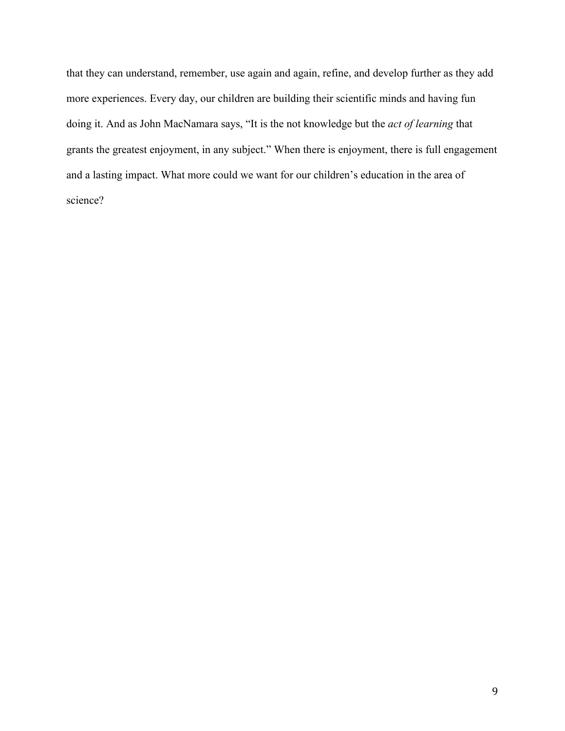that they can understand, remember, use again and again, refine, and develop further as they add more experiences. Every day, our children are building their scientific minds and having fun doing it. And as John MacNamara says, "It is the not knowledge but the *act of learning* that grants the greatest enjoyment, in any subject." When there is enjoyment, there is full engagement and a lasting impact. What more could we want for our children's education in the area of science?